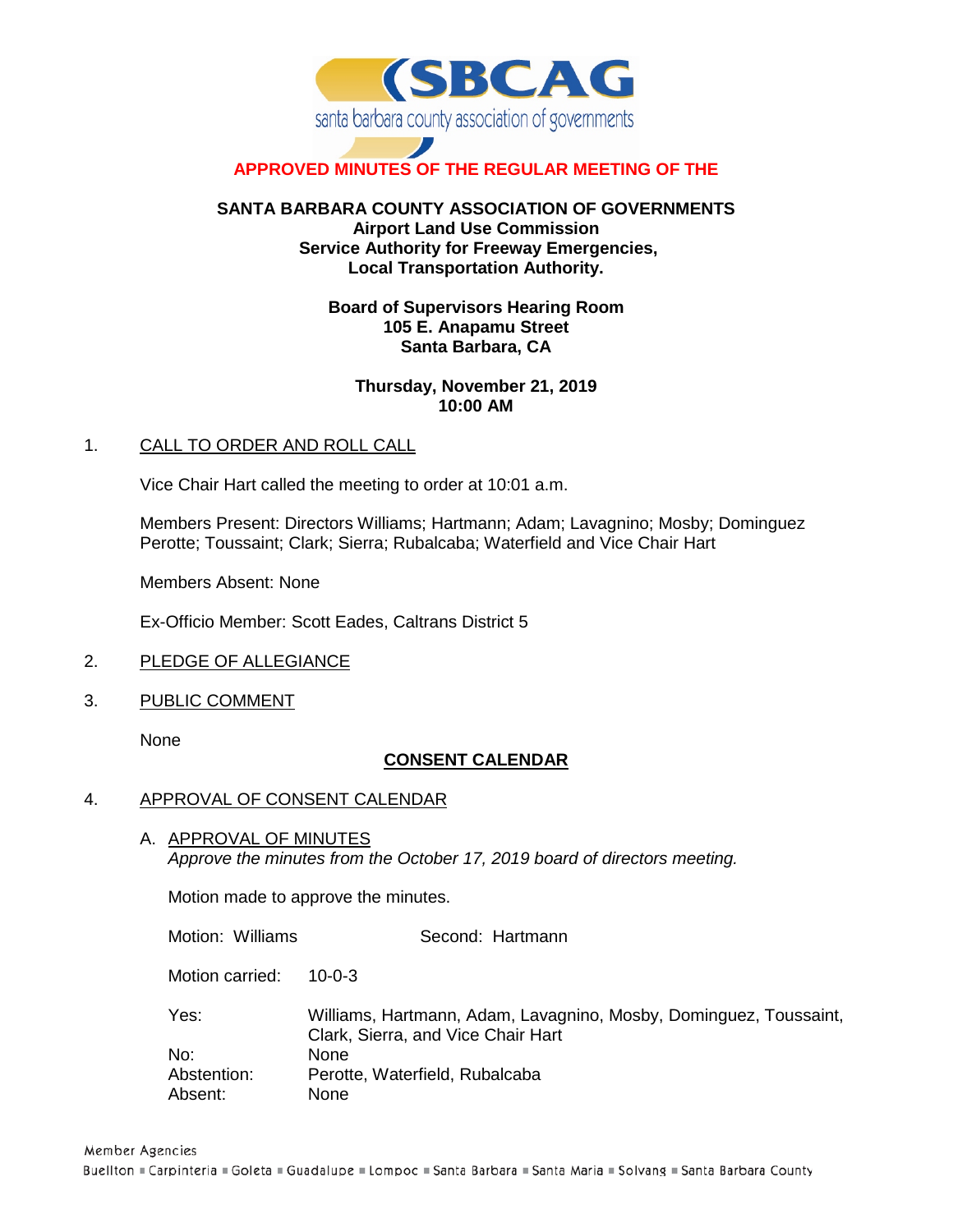**APPROVED MINUTES OF THE REGULAR MEETING OF THE**

**SANTA BARBARA COUNTY ASSOCIATION OF GOVERNMENTS**
**Airport Land Use Commission**
**Service Authority for Freeway Emergencies,**
**Local Transportation Authority.**

**Board of Supervisors Hearing Room**
**105 E. Anapamu Street**
**Santa Barbara, CA**

**Thursday, November 21, 2019**
**10:00 AM**

1. CALL TO ORDER AND ROLL CALL

Vice Chair Hart called the meeting to order at 10:01 a.m.

Members Present: Directors Williams; Hartmann; Adam; Lavagnino; Mosby; Dominguez Perotte; Toussaint; Clark; Sierra; Rubalcaba; Waterfield and Vice Chair Hart

Members Absent: None

Ex-Officio Member: Scott Eades, Caltrans District 5

2. PLEDGE OF ALLEGIANCE

3. PUBLIC COMMENT

None

**CONSENT CALENDAR**

4. APPROVAL OF CONSENT CALENDAR

A. APPROVAL OF MINUTES
*Approve the minutes from the October 17, 2019 board of directors meeting.*

Motion made to approve the minutes.

Motion: Williams Second: Hartmann

Motion carried: 10-0-3

Yes: Williams, Hartmann, Adam, Lavagnino, Mosby, Dominguez, Toussaint, Clark, Sierra, and Vice Chair Hart
No: None
Abstention: Perotte, Waterfield, Rubalcaba
Absent: None

Member Agencies
Buellton ■ Carpinteria ■ Goleta ■ Guadalupe ■ Lompoc ■ Santa Barbara ■ Santa Maria ■ Solvang ■ Santa Barbara County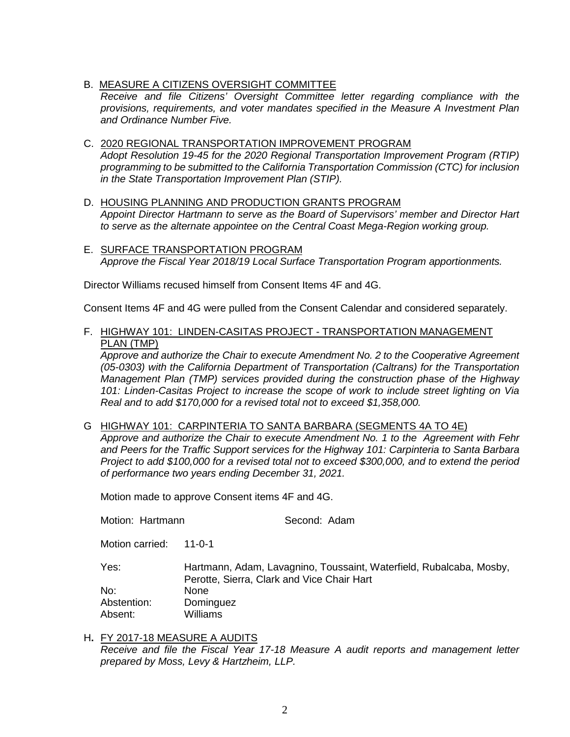B. <u>MEASURE A CITIZENS OVERSIGHT COMMITTEE</u>
*Receive and file Citizens' Oversight Committee letter regarding compliance with the provisions, requirements, and voter mandates specified in the Measure A Investment Plan and Ordinance Number Five.*

C. <u>2020 REGIONAL TRANSPORTATION IMPROVEMENT PROGRAM</u>
*Adopt Resolution 19-45 for the 2020 Regional Transportation Improvement Program (RTIP) programming to be submitted to the California Transportation Commission (CTC) for inclusion in the State Transportation Improvement Plan (STIP).*

D. <u>HOUSING PLANNING AND PRODUCTION GRANTS PROGRAM</u>
*Appoint Director Hartmann to serve as the Board of Supervisors' member and Director Hart to serve as the alternate appointee on the Central Coast Mega-Region working group.*

E. <u>SURFACE TRANSPORTATION PROGRAM</u>
*Approve the Fiscal Year 2018/19 Local Surface Transportation Program apportionments.*

Director Williams recused himself from Consent Items 4F and 4G.

Consent Items 4F and 4G were pulled from the Consent Calendar and considered separately.

F. <u>HIGHWAY 101: LINDEN-CASITAS PROJECT - TRANSPORTATION MANAGEMENT PLAN (TMP)</u>
*Approve and authorize the Chair to execute Amendment No. 2 to the Cooperative Agreement (05-0303) with the California Department of Transportation (Caltrans) for the Transportation Management Plan (TMP) services provided during the construction phase of the Highway 101: Linden-Casitas Project to increase the scope of work to include street lighting on Via Real and to add $170,000 for a revised total not to exceed $1,358,000.*

G <u>HIGHWAY 101: CARPINTERIA TO SANTA BARBARA (SEGMENTS 4A TO 4E)</u>
*Approve and authorize the Chair to execute Amendment No. 1 to the Agreement with Fehr and Peers for the Traffic Support services for the Highway 101: Carpinteria to Santa Barbara Project to add $100,000 for a revised total not to exceed $300,000, and to extend the period of performance two years ending December 31, 2021.*

Motion made to approve Consent items 4F and 4G.

Motion: Hartmann Second: Adam

Motion carried: 11-0-1

Yes: Hartmann, Adam, Lavagnino, Toussaint, Waterfield, Rubalcaba, Mosby, Perotte, Sierra, Clark and Vice Chair Hart
No: None
Abstention: Dominguez
Absent: Williams

H**.** <u>FY 2017-18 MEASURE A AUDITS</u>
*Receive and file the Fiscal Year 17-18 Measure A audit reports and management letter prepared by Moss, Levy & Hartzheim, LLP.*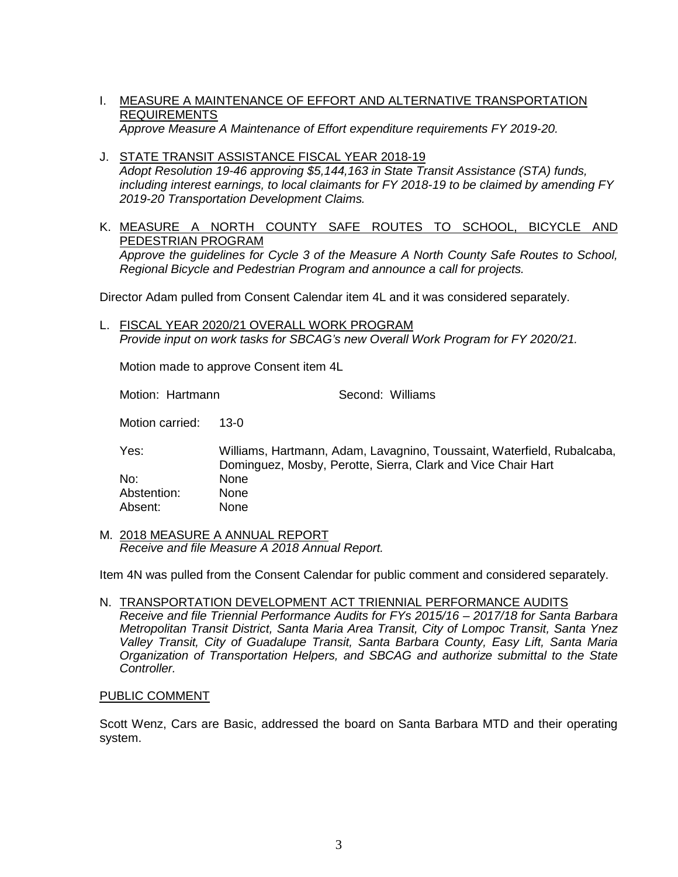I. MEASURE A MAINTENANCE OF EFFORT AND ALTERNATIVE TRANSPORTATION REQUIREMENTS
   *Approve Measure A Maintenance of Effort expenditure requirements FY 2019-20.*

J. STATE TRANSIT ASSISTANCE FISCAL YEAR 2018-19
   *Adopt Resolution 19-46 approving $5,144,163 in State Transit Assistance (STA) funds, including interest earnings, to local claimants for FY 2018-19 to be claimed by amending FY 2019-20 Transportation Development Claims.*

K. MEASURE A NORTH COUNTY SAFE ROUTES TO SCHOOL, BICYCLE AND PEDESTRIAN PROGRAM
   *Approve the guidelines for Cycle 3 of the Measure A North County Safe Routes to School, Regional Bicycle and Pedestrian Program and announce a call for projects.*

Director Adam pulled from Consent Calendar item 4L and it was considered separately.

L. FISCAL YEAR 2020/21 OVERALL WORK PROGRAM
   *Provide input on work tasks for SBCAG's new Overall Work Program for FY 2020/21.*

   Motion made to approve Consent item 4L

   Motion: Hartmann    Second: Williams

   Motion carried: 13-0

   Yes: Williams, Hartmann, Adam, Lavagnino, Toussaint, Waterfield, Rubalcaba, Dominguez, Mosby, Perotte, Sierra, Clark and Vice Chair Hart
   No: None
   Abstention: None
   Absent: None

M. 2018 MEASURE A ANNUAL REPORT
   *Receive and file Measure A 2018 Annual Report.*

Item 4N was pulled from the Consent Calendar for public comment and considered separately.

N. TRANSPORTATION DEVELOPMENT ACT TRIENNIAL PERFORMANCE AUDITS
   *Receive and file Triennial Performance Audits for FYs 2015/16 – 2017/18 for Santa Barbara Metropolitan Transit District, Santa Maria Area Transit, City of Lompoc Transit, Santa Ynez Valley Transit, City of Guadalupe Transit, Santa Barbara County, Easy Lift, Santa Maria Organization of Transportation Helpers, and SBCAG and authorize submittal to the State Controller.*

PUBLIC COMMENT

Scott Wenz, Cars are Basic, addressed the board on Santa Barbara MTD and their operating system.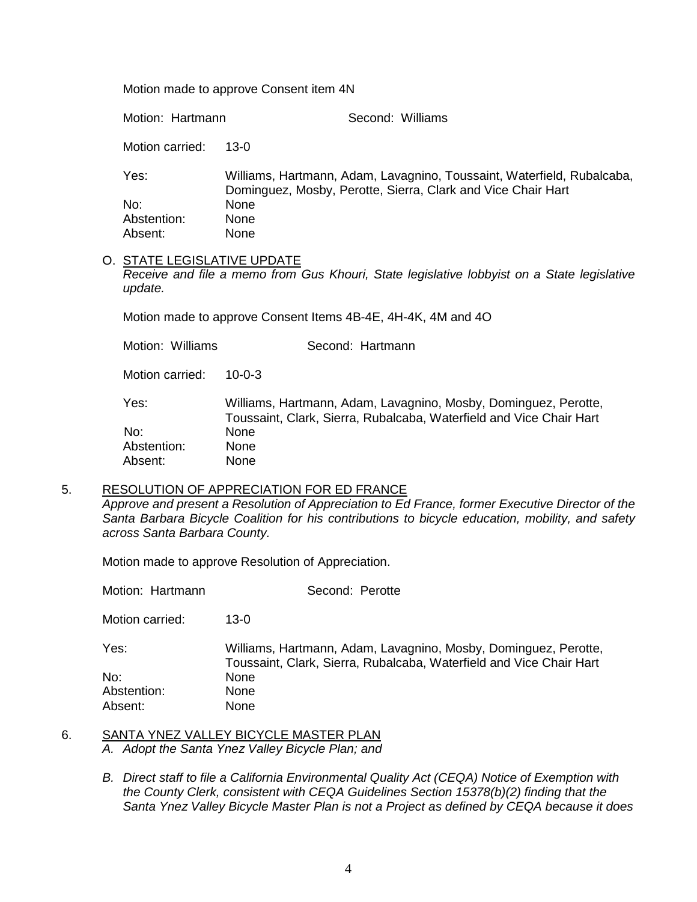Motion made to approve Consent item 4N

Motion: Hartmann Second: Williams

Motion carried: 13-0

Yes: Williams, Hartmann, Adam, Lavagnino, Toussaint, Waterfield, Rubalcaba, Dominguez, Mosby, Perotte, Sierra, Clark and Vice Chair Hart
No: None
Abstention: None
Absent: None

O. STATE LEGISLATIVE UPDATE
*Receive and file a memo from Gus Khouri, State legislative lobbyist on a State legislative update.*

Motion made to approve Consent Items 4B-4E, 4H-4K, 4M and 4O

Motion: Williams Second: Hartmann

Motion carried: 10-0-3

Yes: Williams, Hartmann, Adam, Lavagnino, Mosby, Dominguez, Perotte, Toussaint, Clark, Sierra, Rubalcaba, Waterfield and Vice Chair Hart
No: None
Abstention: None
Absent: None

5. RESOLUTION OF APPRECIATION FOR ED FRANCE
*Approve and present a Resolution of Appreciation to Ed France, former Executive Director of the Santa Barbara Bicycle Coalition for his contributions to bicycle education, mobility, and safety across Santa Barbara County.*

Motion made to approve Resolution of Appreciation.

Motion: Hartmann Second: Perotte

Motion carried: 13-0

Yes: Williams, Hartmann, Adam, Lavagnino, Mosby, Dominguez, Perotte, Toussaint, Clark, Sierra, Rubalcaba, Waterfield and Vice Chair Hart
No: None
Abstention: None
Absent: None

6. SANTA YNEZ VALLEY BICYCLE MASTER PLAN
*A. Adopt the Santa Ynez Valley Bicycle Plan; and*

*B. Direct staff to file a California Environmental Quality Act (CEQA) Notice of Exemption with the County Clerk, consistent with CEQA Guidelines Section 15378(b)(2) finding that the Santa Ynez Valley Bicycle Master Plan is not a Project as defined by CEQA because it does*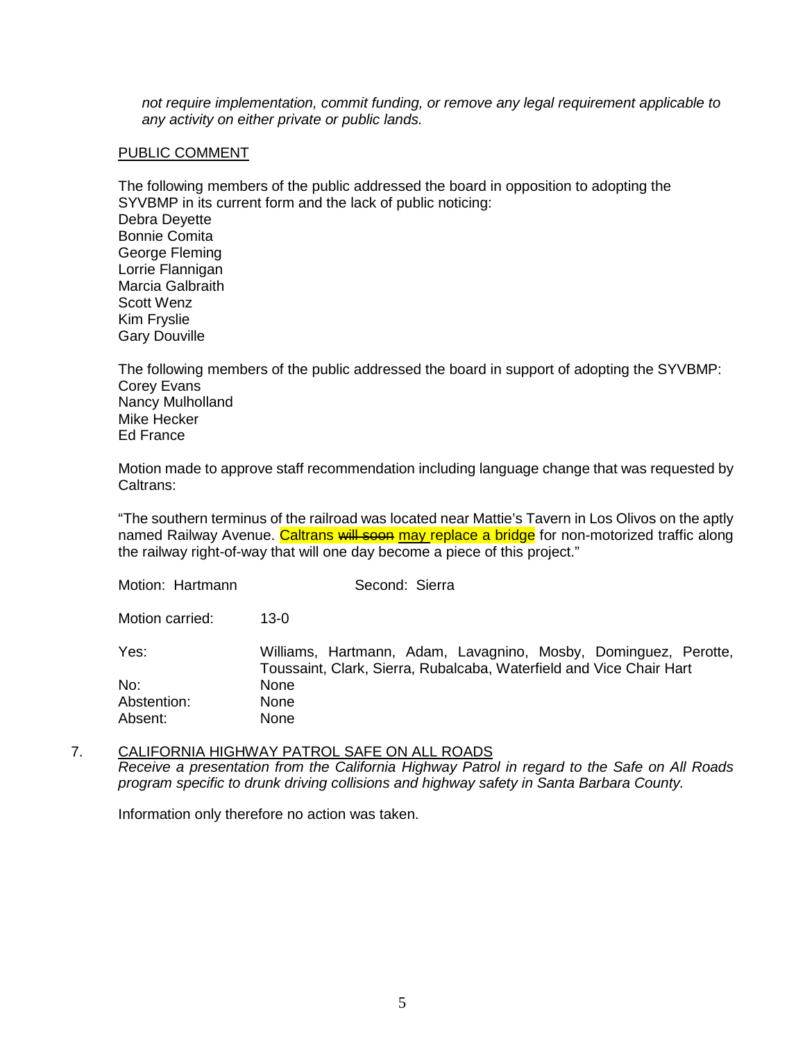*not require implementation, commit funding, or remove any legal requirement applicable to any activity on either private or public lands.*

PUBLIC COMMENT

The following members of the public addressed the board in opposition to adopting the SYVBMP in its current form and the lack of public noticing:
Debra Deyette
Bonnie Comita
George Fleming
Lorrie Flannigan
Marcia Galbraith
Scott Wenz
Kim Fryslie
Gary Douville

The following members of the public addressed the board in support of adopting the SYVBMP:
Corey Evans
Nancy Mulholland
Mike Hecker
Ed France

Motion made to approve staff recommendation including language change that was requested by Caltrans:

"The southern terminus of the railroad was located near Mattie's Tavern in Los Olivos on the aptly named Railway Avenue. Caltrans ~~will soon~~ may replace a bridge for non-motorized traffic along the railway right-of-way that will one day become a piece of this project."

Motion: Hartmann Second: Sierra

Motion carried: 13-0

Yes: Williams, Hartmann, Adam, Lavagnino, Mosby, Dominguez, Perotte, Toussaint, Clark, Sierra, Rubalcaba, Waterfield and Vice Chair Hart
No: None
Abstention: None
Absent: None

7. CALIFORNIA HIGHWAY PATROL SAFE ON ALL ROADS
*Receive a presentation from the California Highway Patrol in regard to the Safe on All Roads program specific to drunk driving collisions and highway safety in Santa Barbara County.*

Information only therefore no action was taken.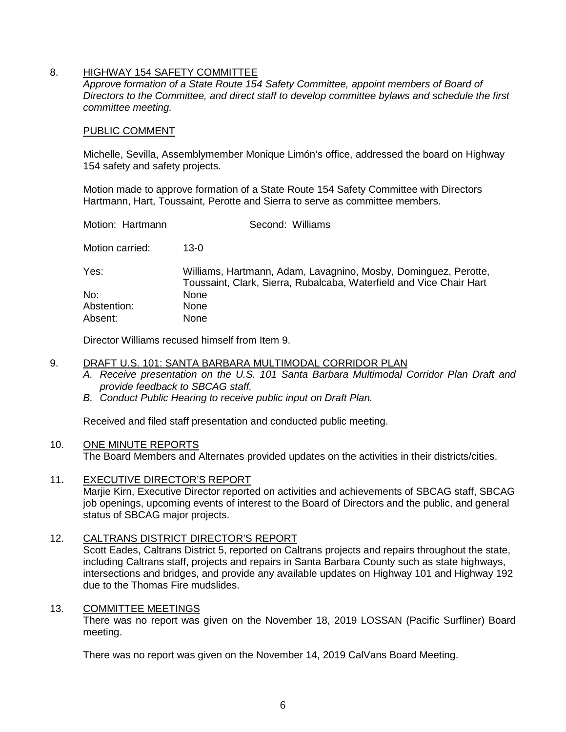8. <u>HIGHWAY 154 SAFETY COMMITTEE</u>
*Approve formation of a State Route 154 Safety Committee, appoint members of Board of Directors to the Committee, and direct staff to develop committee bylaws and schedule the first committee meeting.*

<u>PUBLIC COMMENT</u>

Michelle, Sevilla, Assemblymember Monique Limón's office, addressed the board on Highway 154 safety and safety projects.

Motion made to approve formation of a State Route 154 Safety Committee with Directors Hartmann, Hart, Toussaint, Perotte and Sierra to serve as committee members.

Motion: Hartmann     Second: Williams

Motion carried: 13-0

| | |
|---|---|
| Yes: | Williams, Hartmann, Adam, Lavagnino, Mosby, Dominguez, Perotte, Toussaint, Clark, Sierra, Rubalcaba, Waterfield and Vice Chair Hart |
| No: | None |
| Abstention: | None |
| Absent: | None |

Director Williams recused himself from Item 9.

9. <u>DRAFT U.S. 101: SANTA BARBARA MULTIMODAL CORRIDOR PLAN</u>
   *A. Receive presentation on the U.S. 101 Santa Barbara Multimodal Corridor Plan Draft and provide feedback to SBCAG staff.*
   *B. Conduct Public Hearing to receive public input on Draft Plan.*

Received and filed staff presentation and conducted public meeting.

10. <u>ONE MINUTE REPORTS</u>
The Board Members and Alternates provided updates on the activities in their districts/cities.

11. <u>EXECUTIVE DIRECTOR'S REPORT</u>
Marjie Kirn, Executive Director reported on activities and achievements of SBCAG staff, SBCAG job openings, upcoming events of interest to the Board of Directors and the public, and general status of SBCAG major projects.

12. <u>CALTRANS DISTRICT DIRECTOR'S REPORT</u>
Scott Eades, Caltrans District 5, reported on Caltrans projects and repairs throughout the state, including Caltrans staff, projects and repairs in Santa Barbara County such as state highways, intersections and bridges, and provide any available updates on Highway 101 and Highway 192 due to the Thomas Fire mudslides.

13. <u>COMMITTEE MEETINGS</u>
There was no report was given on the November 18, 2019 LOSSAN (Pacific Surfliner) Board meeting.

There was no report was given on the November 14, 2019 CalVans Board Meeting.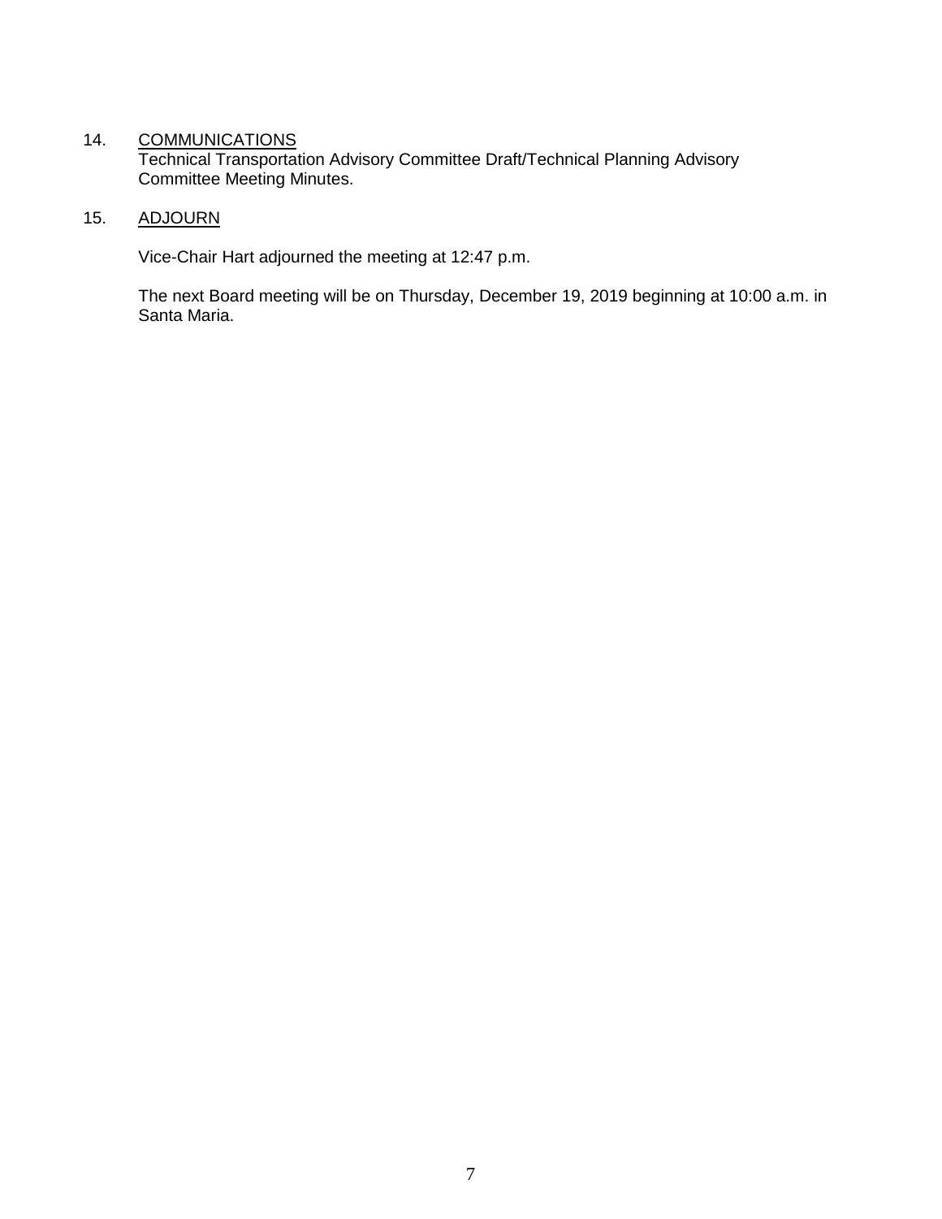14. COMMUNICATIONS
    Technical Transportation Advisory Committee Draft/Technical Planning Advisory Committee Meeting Minutes.

15. ADJOURN

    Vice-Chair Hart adjourned the meeting at 12:47 p.m.

    The next Board meeting will be on Thursday, December 19, 2019 beginning at 10:00 a.m. in Santa Maria.